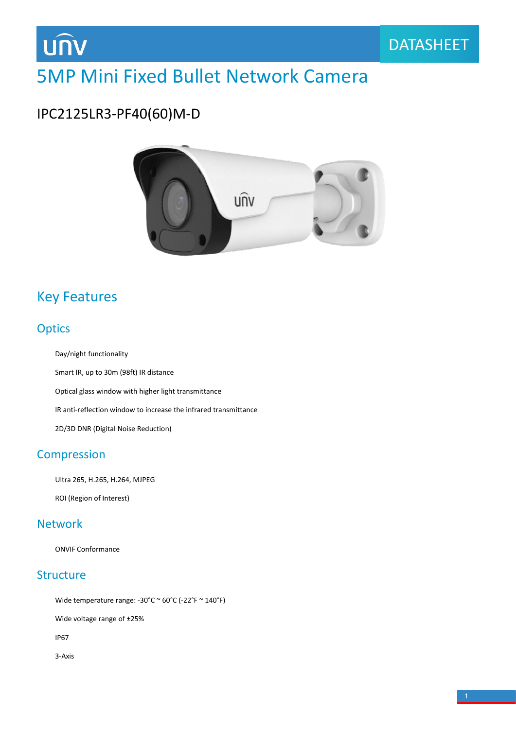# 5MP Mini Fixed Bullet Network Camera

## IPC2125LR3-PF40(60)M-D

## Key Features

### Optics

- Day/night functionality
- Smart IR, up to 30m (98ft) IR distance
- Optical glass window with higher light transmittance
- IR anti-reflection window to increase the infrared transmittance
- 2D/3D DNR (Digital Noise Reduction)

### Compression

- Ultra 265, H.265, H.264, MJPEG
- ROI (Region of Interest)

### Network

- ONVIF Conformance

### Structure

- Wide temperature range: -30°C ~ 60°C (-22°F ~ 140°F)
- Wide voltage range of ±25%
- IP67
- 3-Axis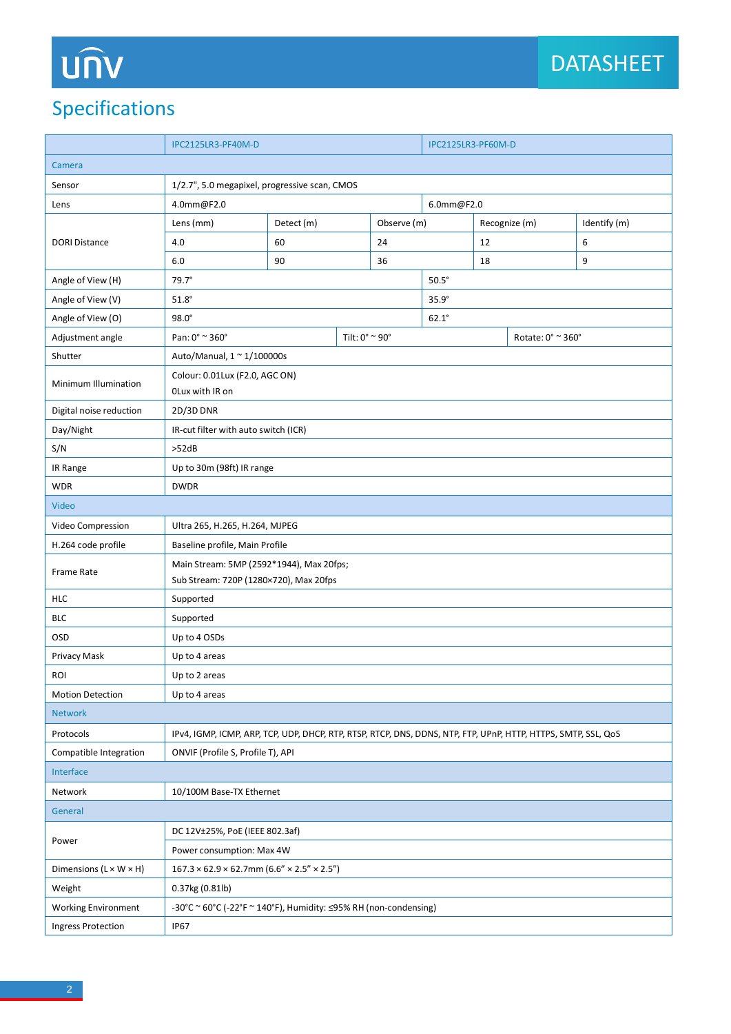# Specifications

| | IPC2125LR3-PF40M-D | | | | IPC2125LR3-PF60M-D |
|---|---|---|---|---|---|
| **Camera** | | | | | |
| Sensor | 1/2.7", 5.0 megapixel, progressive scan, CMOS | | | | |
| Lens | 4.0mm@F2.0 | | | | 6.0mm@F2.0 |
| DORI Distance | Lens (mm) | Detect (m) | Observe (m) | Recognize (m) | Identify (m) |
| | 4.0 | 60 | 24 | 12 | 6 |
| | 6.0 | 90 | 36 | 18 | 9 |
| Angle of View (H) | 79.7° | | | | 50.5° |
| Angle of View (V) | 51.8° | | | | 35.9° |
| Angle of View (O) | 98.0° | | | | 62.1° |
| Adjustment angle | Pan: 0° ~ 360° | Tilt: 0° ~ 90° | | Rotate: 0° ~ 360° | |
| Shutter | Auto/Manual, 1 ~ 1/100000s | | | | |
| Minimum Illumination | Colour: 0.01Lux (F2.0, AGC ON)<br>0Lux with IR on | | | | |
| Digital noise reduction | 2D/3D DNR | | | | |
| Day/Night | IR-cut filter with auto switch (ICR) | | | | |
| S/N | >52dB | | | | |
| IR Range | Up to 30m (98ft) IR range | | | | |
| WDR | DWDR | | | | |
| **Video** | | | | | |
| Video Compression | Ultra 265, H.265, H.264, MJPEG | | | | |
| H.264 code profile | Baseline profile, Main Profile | | | | |
| Frame Rate | Main Stream: 5MP (2592*1944), Max 20fps;<br>Sub Stream: 720P (1280×720), Max 20fps | | | | |
| HLC | Supported | | | | |
| BLC | Supported | | | | |
| OSD | Up to 4 OSDs | | | | |
| Privacy Mask | Up to 4 areas | | | | |
| ROI | Up to 2 areas | | | | |
| Motion Detection | Up to 4 areas | | | | |
| **Network** | | | | | |
| Protocols | IPv4, IGMP, ICMP, ARP, TCP, UDP, DHCP, RTP, RTSP, RTCP, DNS, DDNS, NTP, FTP, UPnP, HTTP, HTTPS, SMTP, SSL, QoS | | | | |
| Compatible Integration | ONVIF (Profile S, Profile T), API | | | | |
| **Interface** | | | | | |
| Network | 10/100M Base-TX Ethernet | | | | |
| **General** | | | | | |
| Power | DC 12V±25%, PoE (IEEE 802.3af)<br>Power consumption: Max 4W | | | | |
| Dimensions (L × W × H) | 167.3 × 62.9 × 62.7mm (6.6" × 2.5" × 2.5") | | | | |
| Weight | 0.37kg (0.81lb) | | | | |
| Working Environment | -30°C ~ 60°C (-22°F ~ 140°F), Humidity: ≤95% RH (non-condensing) | | | | |
| Ingress Protection | IP67 | | | | |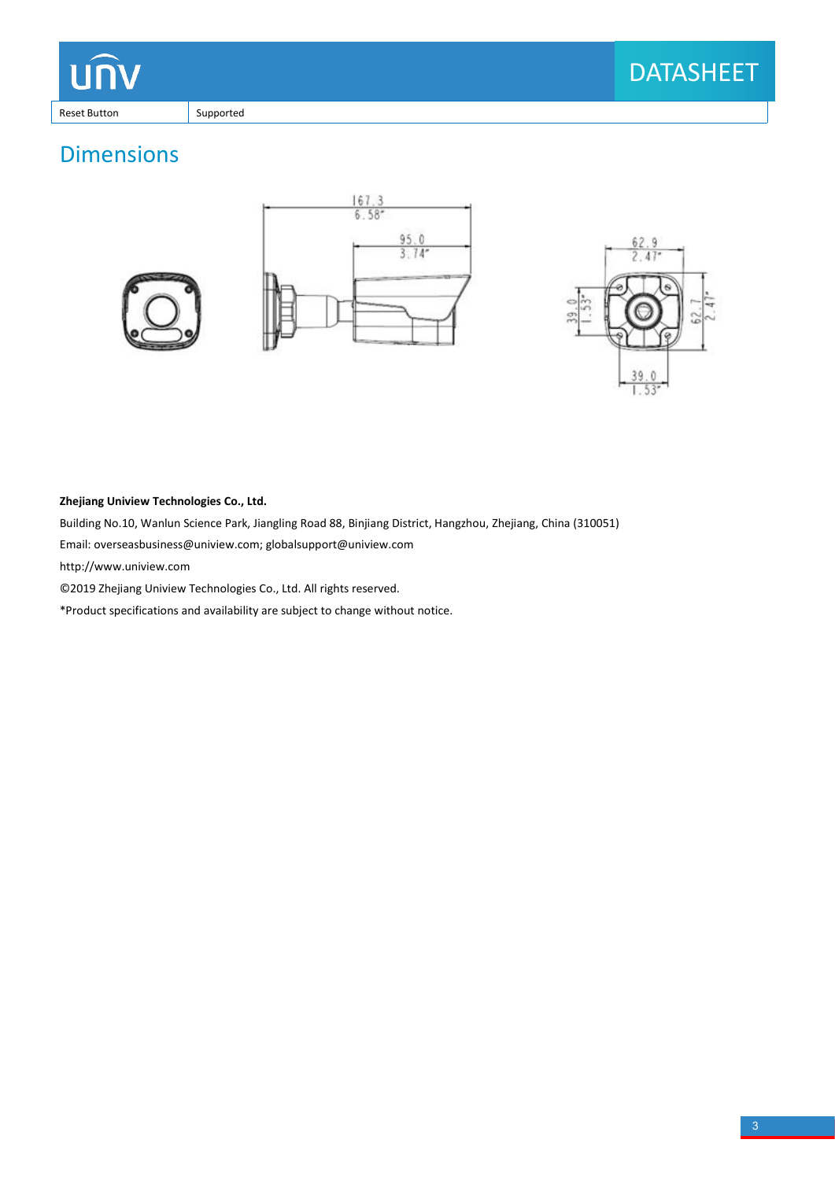| | |
|---|---|
| Reset Button | Supported |

## Dimensions

167.3
6.58"
95.0
3.74"
62.9
2.47"
39.0
1.53"
62.7
2.47"
39.0
1.53"

**Zhejiang Uniview Technologies Co., Ltd.**

Building No.10, Wanlun Science Park, Jiangling Road 88, Binjiang District, Hangzhou, Zhejiang, China (310051)

Email: overseasbusiness@uniview.com; globalsupport@uniview.com

http://www.uniview.com

©2019 Zhejiang Uniview Technologies Co., Ltd. All rights reserved.

*Product specifications and availability are subject to change without notice.